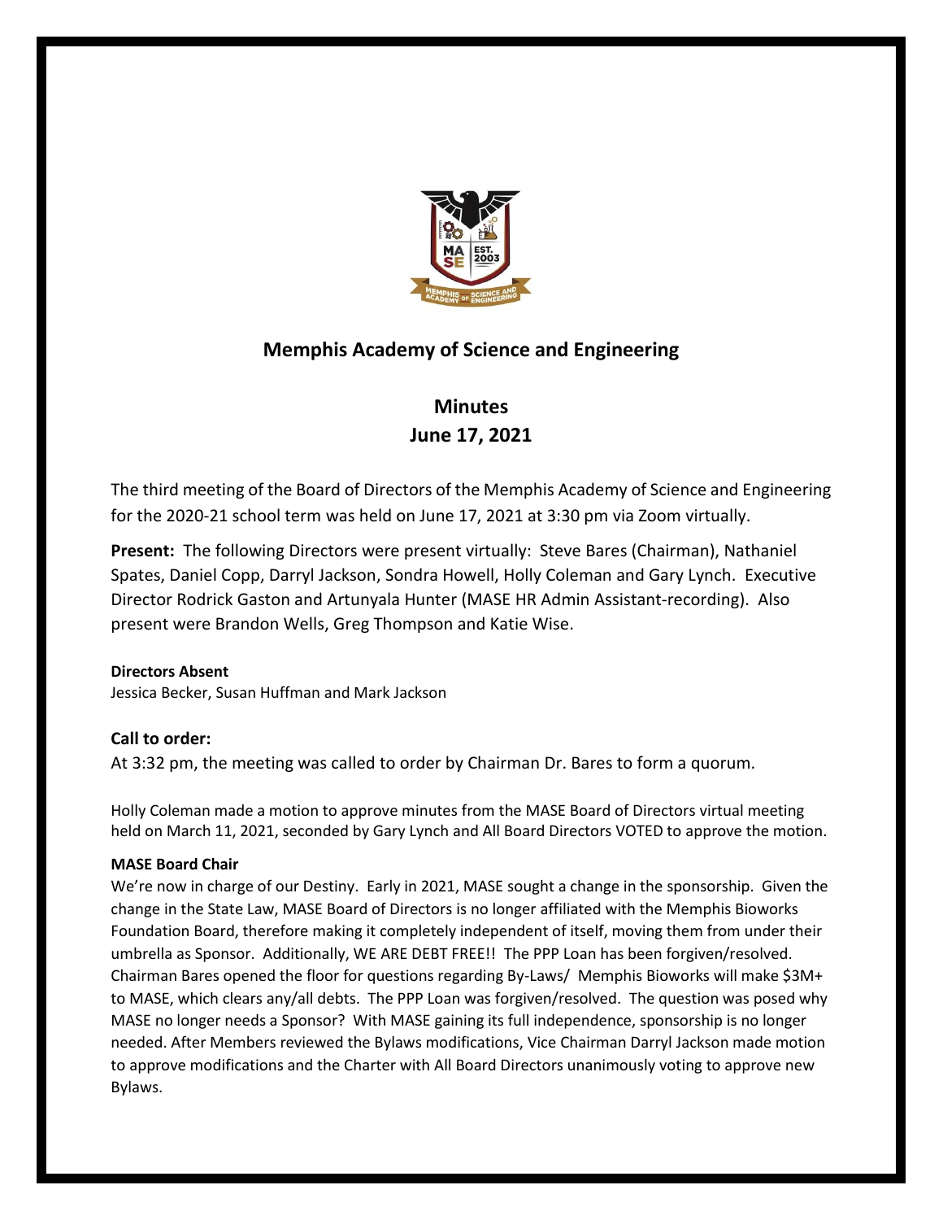## Memphis Academy of Science and Engineering

## Minutes
## June 17, 2021

The third meeting of the Board of Directors of the Memphis Academy of Science and Engineering for the 2020-21 school term was held on June 17, 2021 at 3:30 pm via Zoom virtually.

**Present:** The following Directors were present virtually: Steve Bares (Chairman), Nathaniel Spates, Daniel Copp, Darryl Jackson, Sondra Howell, Holly Coleman and Gary Lynch. Executive Director Rodrick Gaston and Artunyala Hunter (MASE HR Admin Assistant-recording). Also present were Brandon Wells, Greg Thompson and Katie Wise.

**Directors Absent**

Jessica Becker, Susan Huffman and Mark Jackson

### Call to order:

At 3:32 pm, the meeting was called to order by Chairman Dr. Bares to form a quorum.

Holly Coleman made a motion to approve minutes from the MASE Board of Directors virtual meeting held on March 11, 2021, seconded by Gary Lynch and All Board Directors VOTED to approve the motion.

**MASE Board Chair**

We're now in charge of our Destiny. Early in 2021, MASE sought a change in the sponsorship. Given the change in the State Law, MASE Board of Directors is no longer affiliated with the Memphis Bioworks Foundation Board, therefore making it completely independent of itself, moving them from under their umbrella as Sponsor. Additionally, WE ARE DEBT FREE!! The PPP Loan has been forgiven/resolved. Chairman Bares opened the floor for questions regarding By-Laws/ Memphis Bioworks will make $3M+ to MASE, which clears any/all debts. The PPP Loan was forgiven/resolved. The question was posed why MASE no longer needs a Sponsor? With MASE gaining its full independence, sponsorship is no longer needed. After Members reviewed the Bylaws modifications, Vice Chairman Darryl Jackson made motion to approve modifications and the Charter with All Board Directors unanimously voting to approve new Bylaws.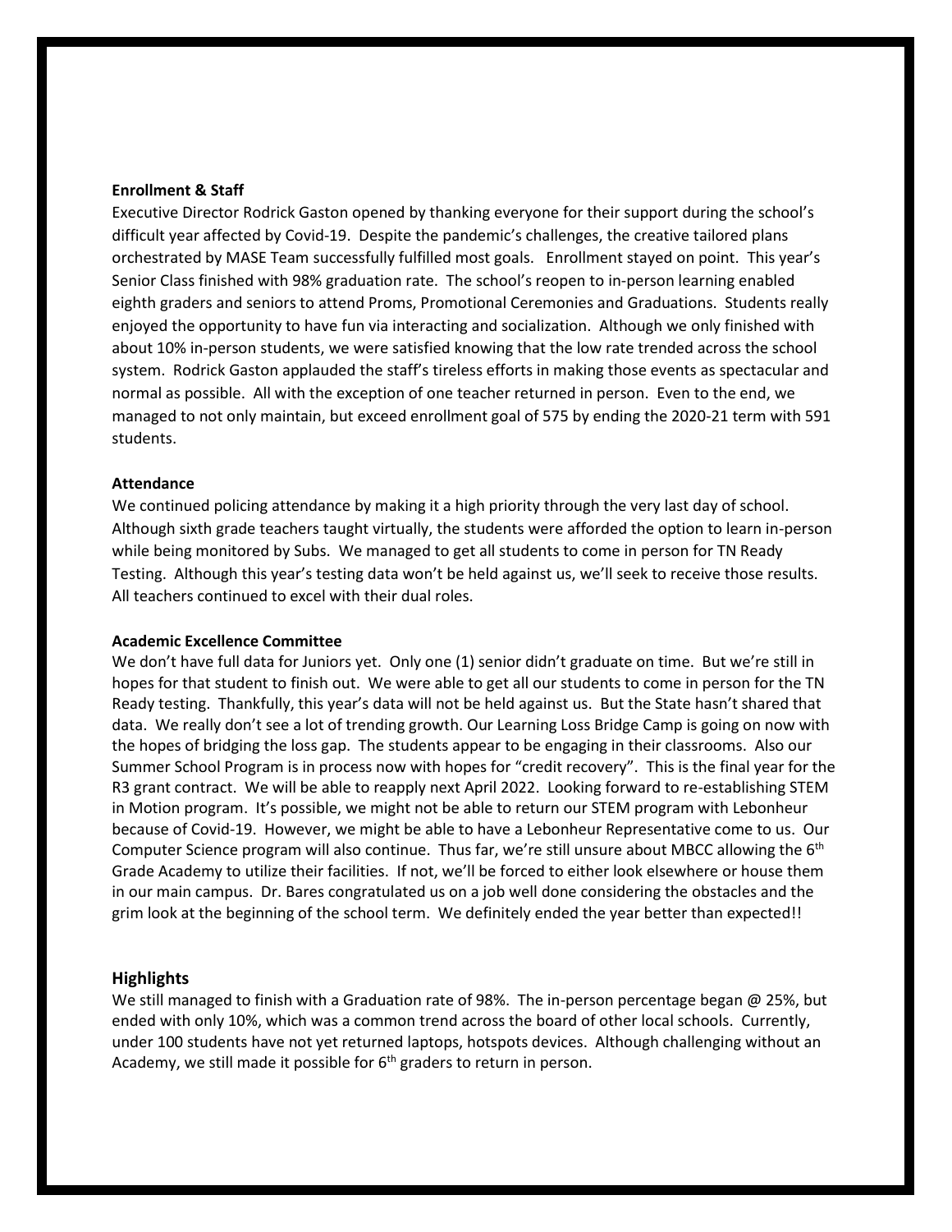**Enrollment & Staff**

Executive Director Rodrick Gaston opened by thanking everyone for their support during the school's difficult year affected by Covid-19. Despite the pandemic's challenges, the creative tailored plans orchestrated by MASE Team successfully fulfilled most goals. Enrollment stayed on point. This year's Senior Class finished with 98% graduation rate. The school's reopen to in-person learning enabled eighth graders and seniors to attend Proms, Promotional Ceremonies and Graduations. Students really enjoyed the opportunity to have fun via interacting and socialization. Although we only finished with about 10% in-person students, we were satisfied knowing that the low rate trended across the school system. Rodrick Gaston applauded the staff's tireless efforts in making those events as spectacular and normal as possible. All with the exception of one teacher returned in person. Even to the end, we managed to not only maintain, but exceed enrollment goal of 575 by ending the 2020-21 term with 591 students.

**Attendance**

We continued policing attendance by making it a high priority through the very last day of school. Although sixth grade teachers taught virtually, the students were afforded the option to learn in-person while being monitored by Subs. We managed to get all students to come in person for TN Ready Testing. Although this year's testing data won't be held against us, we'll seek to receive those results. All teachers continued to excel with their dual roles.

**Academic Excellence Committee**

We don't have full data for Juniors yet. Only one (1) senior didn't graduate on time. But we're still in hopes for that student to finish out. We were able to get all our students to come in person for the TN Ready testing. Thankfully, this year's data will not be held against us. But the State hasn't shared that data. We really don't see a lot of trending growth. Our Learning Loss Bridge Camp is going on now with the hopes of bridging the loss gap. The students appear to be engaging in their classrooms. Also our Summer School Program is in process now with hopes for "credit recovery". This is the final year for the R3 grant contract. We will be able to reapply next April 2022. Looking forward to re-establishing STEM in Motion program. It's possible, we might not be able to return our STEM program with Lebonheur because of Covid-19. However, we might be able to have a Lebonheur Representative come to us. Our Computer Science program will also continue. Thus far, we're still unsure about MBCC allowing the 6th Grade Academy to utilize their facilities. If not, we'll be forced to either look elsewhere or house them in our main campus. Dr. Bares congratulated us on a job well done considering the obstacles and the grim look at the beginning of the school term. We definitely ended the year better than expected!!

## Highlights

We still managed to finish with a Graduation rate of 98%. The in-person percentage began @ 25%, but ended with only 10%, which was a common trend across the board of other local schools. Currently, under 100 students have not yet returned laptops, hotspots devices. Although challenging without an Academy, we still made it possible for 6th graders to return in person.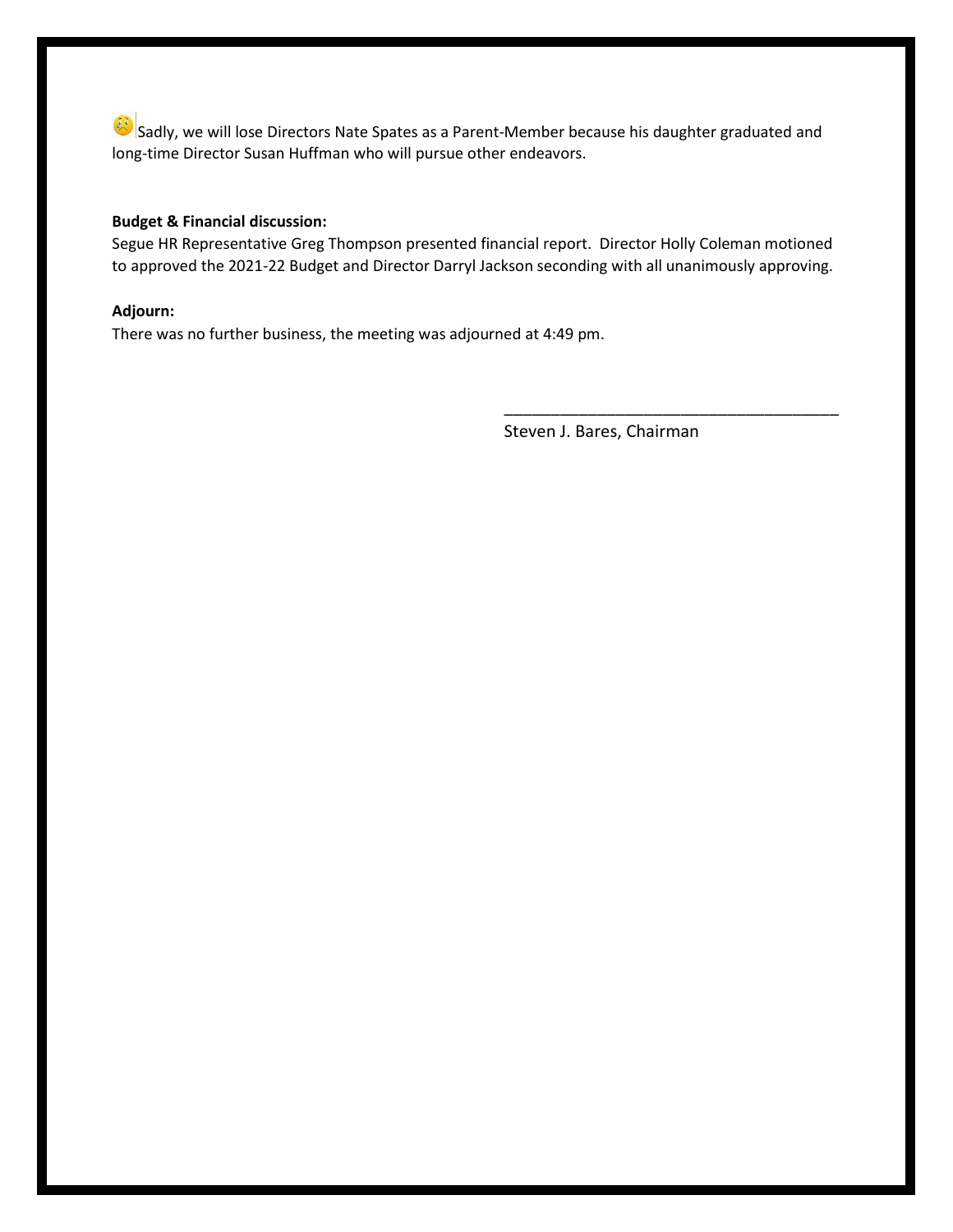Sadly, we will lose Directors Nate Spates as a Parent-Member because his daughter graduated and long-time Director Susan Huffman who will pursue other endeavors.

**Budget & Financial discussion:**

Segue HR Representative Greg Thompson presented financial report. Director Holly Coleman motioned to approved the 2021-22 Budget and Director Darryl Jackson seconding with all unanimously approving.

**Adjourn:**

There was no further business, the meeting was adjourned at 4:49 pm.

\_\_\_\_\_\_\_\_\_\_\_\_\_\_\_\_\_\_\_\_\_\_\_\_\_\_\_\_\_\_\_\_\_\_\_\_\_\_

Steven J. Bares, Chairman